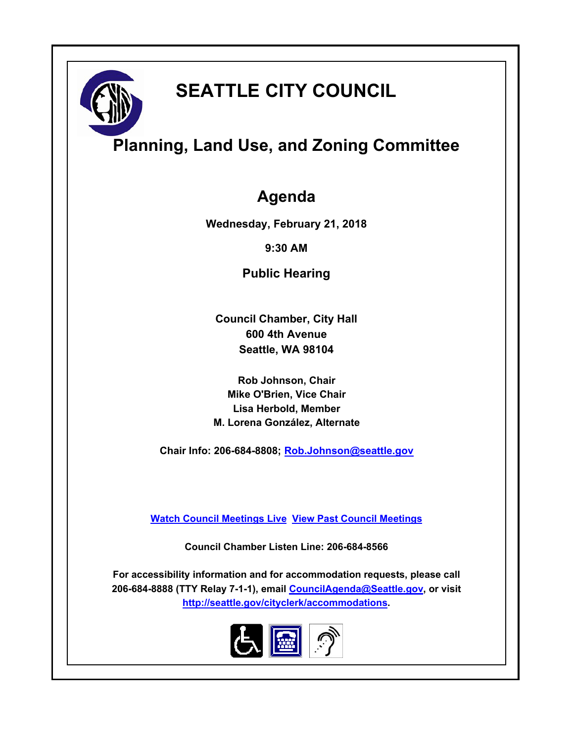# SEATTLE CITY COUNCIL

## Planning, Land Use, and Zoning Committee

## Agenda

**Wednesday, February 21, 2018**

**9:30 AM**

**Public Hearing**

**Council Chamber, City Hall**
**600 4th Avenue**
**Seattle, WA 98104**

**Rob Johnson, Chair**
**Mike O'Brien, Vice Chair**
**Lisa Herbold, Member**
**M. Lorena González, Alternate**

**Chair Info: 206-684-8808; Rob.Johnson@seattle.gov**

**Watch Council Meetings Live** **View Past Council Meetings**

**Council Chamber Listen Line: 206-684-8566**

**For accessibility information and for accommodation requests, please call 206-684-8888 (TTY Relay 7-1-1), email CouncilAgenda@Seattle.gov, or visit http://seattle.gov/cityclerk/accommodations.**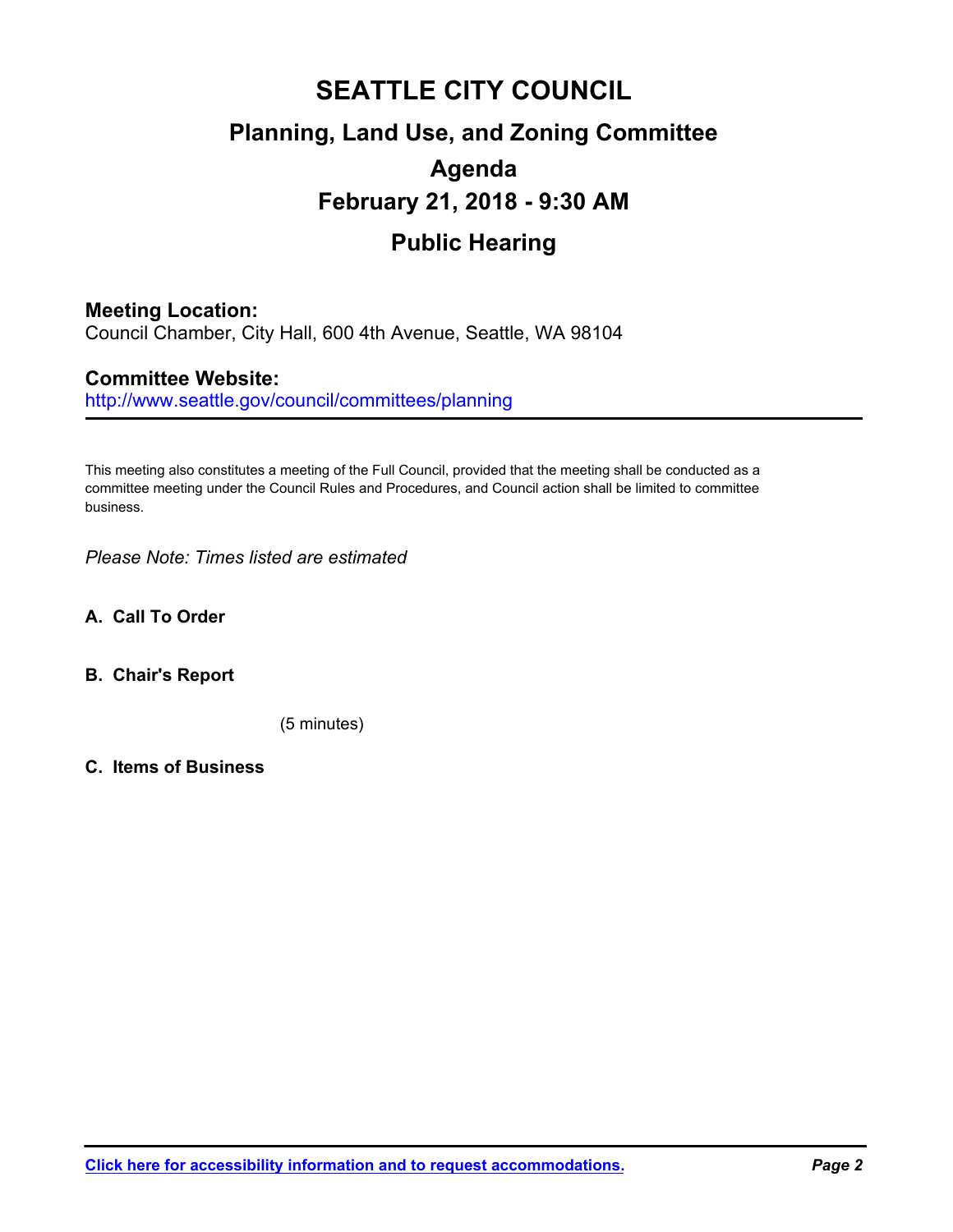# SEATTLE CITY COUNCIL

## Planning, Land Use, and Zoning Committee

## Agenda

## February 21, 2018 - 9:30 AM

## Public Hearing

**Meeting Location:**
Council Chamber, City Hall, 600 4th Avenue, Seattle, WA 98104

**Committee Website:**
http://www.seattle.gov/council/committees/planning

---

This meeting also constitutes a meeting of the Full Council, provided that the meeting shall be conducted as a committee meeting under the Council Rules and Procedures, and Council action shall be limited to committee business.

*Please Note: Times listed are estimated*

**A. Call To Order**

**B. Chair's Report**

(5 minutes)

**C. Items of Business**

**Click here for accessibility information and to request accommodations.**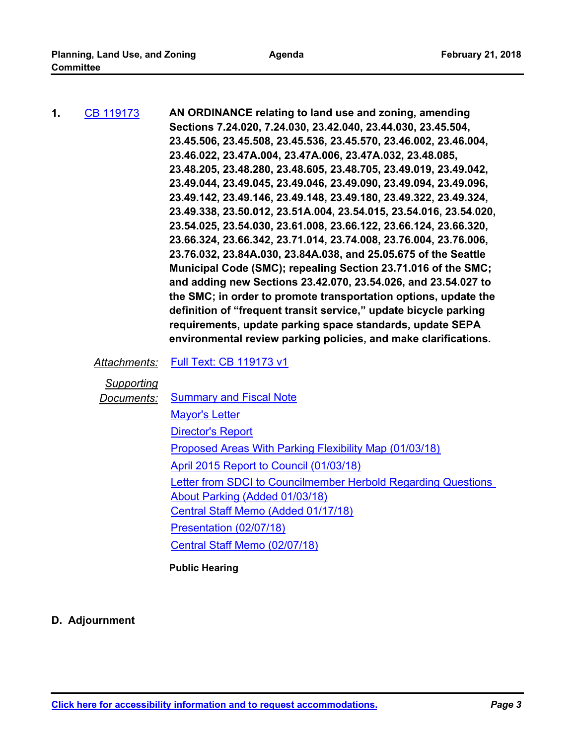1. CB 119173 **AN ORDINANCE relating to land use and zoning, amending Sections 7.24.020, 7.24.030, 23.42.040, 23.44.030, 23.45.504, 23.45.506, 23.45.508, 23.45.536, 23.45.570, 23.46.002, 23.46.004, 23.46.022, 23.47A.004, 23.47A.006, 23.47A.032, 23.48.085, 23.48.205, 23.48.280, 23.48.605, 23.48.705, 23.49.019, 23.49.042, 23.49.044, 23.49.045, 23.49.046, 23.49.090, 23.49.094, 23.49.096, 23.49.142, 23.49.146, 23.49.148, 23.49.180, 23.49.322, 23.49.324, 23.49.338, 23.50.012, 23.51A.004, 23.54.015, 23.54.016, 23.54.020, 23.54.025, 23.54.030, 23.61.008, 23.66.122, 23.66.124, 23.66.320, 23.66.324, 23.66.342, 23.71.014, 23.74.008, 23.76.004, 23.76.006, 23.76.032, 23.84A.030, 23.84A.038, and 25.05.675 of the Seattle Municipal Code (SMC); repealing Section 23.71.016 of the SMC; and adding new Sections 23.42.070, 23.54.026, and 23.54.027 to the SMC; in order to promote transportation options, update the definition of "frequent transit service," update bicycle parking requirements, update parking space standards, update SEPA environmental review parking policies, and make clarifications.**

*Attachments:* Full Text: CB 119173 v1

*Supporting Documents:* Summary and Fiscal Note
Mayor's Letter
Director's Report
Proposed Areas With Parking Flexibility Map (01/03/18)
April 2015 Report to Council (01/03/18)
Letter from SDCI to Councilmember Herbold Regarding Questions About Parking (Added 01/03/18)
Central Staff Memo (Added 01/17/18)
Presentation (02/07/18)
Central Staff Memo (02/07/18)

**Public Hearing**

## D. Adjournment

**Click here for accessibility information and to request accommodations.**